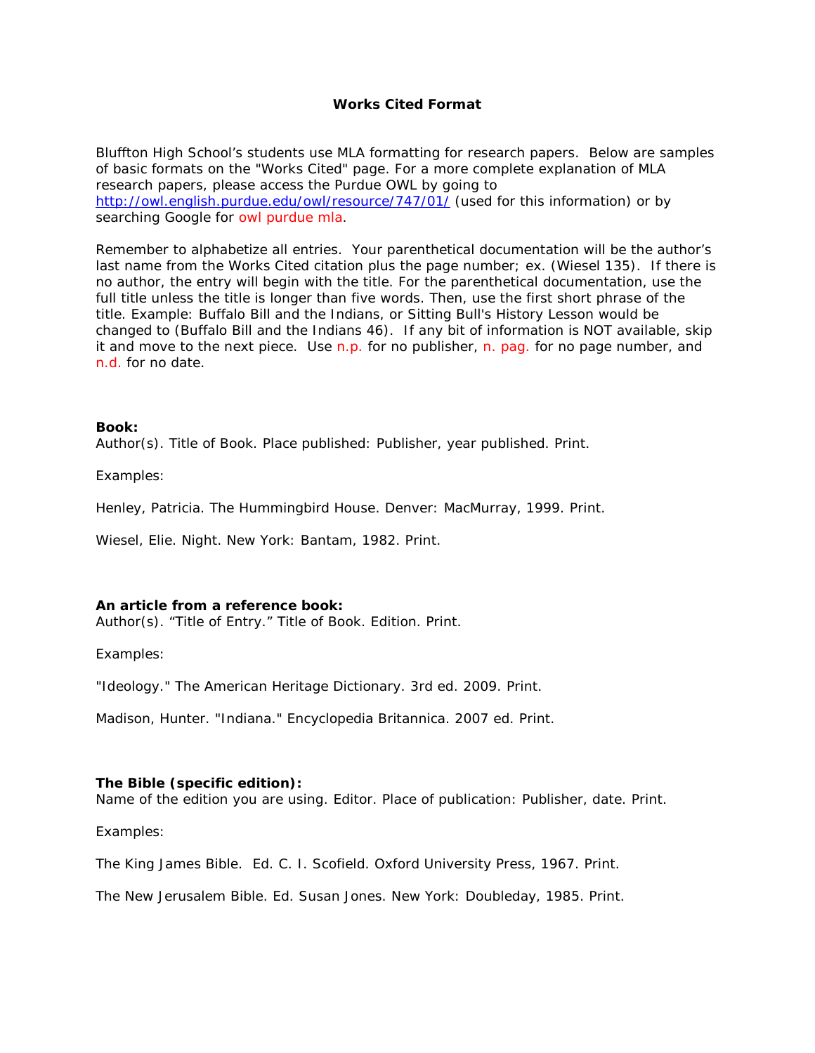# Works Cited Format

Bluffton High School's students use MLA formatting for research papers. Below are samples of basic formats on the "Works Cited" page. For a more complete explanation of MLA research papers, please access the Purdue OWL by going to http://owl.english.purdue.edu/owl/resource/747/01/ (used for this information) or by searching Google for owl purdue mla.

Remember to alphabetize all entries. Your parenthetical documentation will be the author's last name from the Works Cited citation plus the page number; ex. (Wiesel 135). If there is no author, the entry will begin with the title. For the parenthetical documentation, use the full title unless the title is longer than five words. Then, use the first short phrase of the title. Example: Buffalo Bill and the Indians, or Sitting Bull's History Lesson would be changed to (Buffalo Bill and the Indians 46). If any bit of information is NOT available, skip it and move to the next piece. Use n.p. for no publisher, n. pag. for no page number, and n.d. for no date.

**Book:**
Author(s). Title of Book. Place published: Publisher, year published. Print.

Examples:

Henley, Patricia. The Hummingbird House. Denver: MacMurray, 1999. Print.

Wiesel, Elie. Night. New York: Bantam, 1982. Print.

**An article from a reference book:**
Author(s). "Title of Entry." Title of Book. Edition. Print.

Examples:

"Ideology." The American Heritage Dictionary. 3rd ed. 2009. Print.

Madison, Hunter. "Indiana." Encyclopedia Britannica. 2007 ed. Print.

**The Bible (specific edition):**
Name of the edition you are using. Editor. Place of publication: Publisher, date. Print.

Examples:

The King James Bible. Ed. C. I. Scofield. Oxford University Press, 1967. Print.

The New Jerusalem Bible. Ed. Susan Jones. New York: Doubleday, 1985. Print.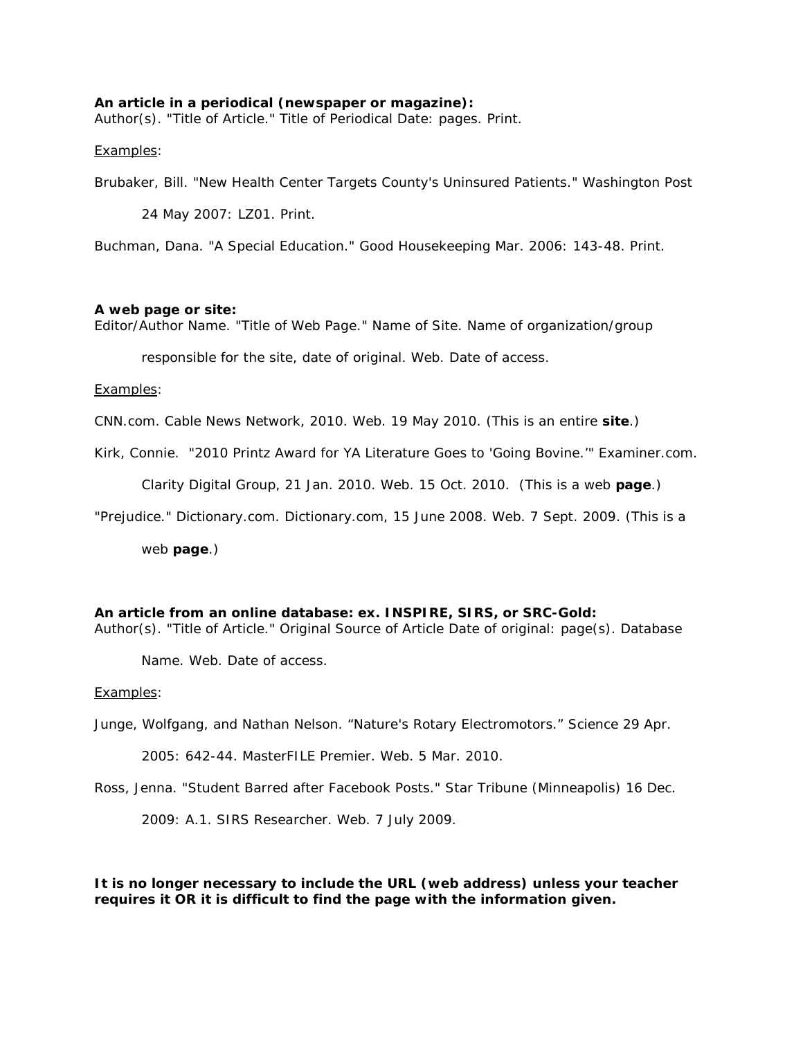**An article in a periodical (newspaper or magazine):**
Author(s). "Title of Article." Title of Periodical Date: pages. Print.

<u>Examples</u>:

Brubaker, Bill. "New Health Center Targets County's Uninsured Patients." Washington Post 24 May 2007: LZ01. Print.

Buchman, Dana. "A Special Education." Good Housekeeping Mar. 2006: 143-48. Print.

**A web page or site:**
Editor/Author Name. "Title of Web Page." Name of Site. Name of organization/group responsible for the site, date of original. Web. Date of access.

<u>Examples</u>:

CNN.com. Cable News Network, 2010. Web. 19 May 2010. (This is an entire **site**.)

Kirk, Connie. "2010 Printz Award for YA Literature Goes to 'Going Bovine.'" Examiner.com. Clarity Digital Group, 21 Jan. 2010. Web. 15 Oct. 2010. (This is a web **page**.)

"Prejudice." Dictionary.com. Dictionary.com, 15 June 2008. Web. 7 Sept. 2009. (This is a web **page**.)

**An article from an online database: ex. INSPIRE, SIRS, or SRC-Gold:**
Author(s). "Title of Article." Original Source of Article Date of original: page(s). Database Name. Web. Date of access.

<u>Examples</u>:

Junge, Wolfgang, and Nathan Nelson. "Nature's Rotary Electromotors." Science 29 Apr. 2005: 642-44. MasterFILE Premier. Web. 5 Mar. 2010.

Ross, Jenna. "Student Barred after Facebook Posts." Star Tribune (Minneapolis) 16 Dec. 2009: A.1. SIRS Researcher. Web. 7 July 2009.

**It is no longer necessary to include the URL (web address) unless your teacher requires it OR it is difficult to find the page with the information given.**